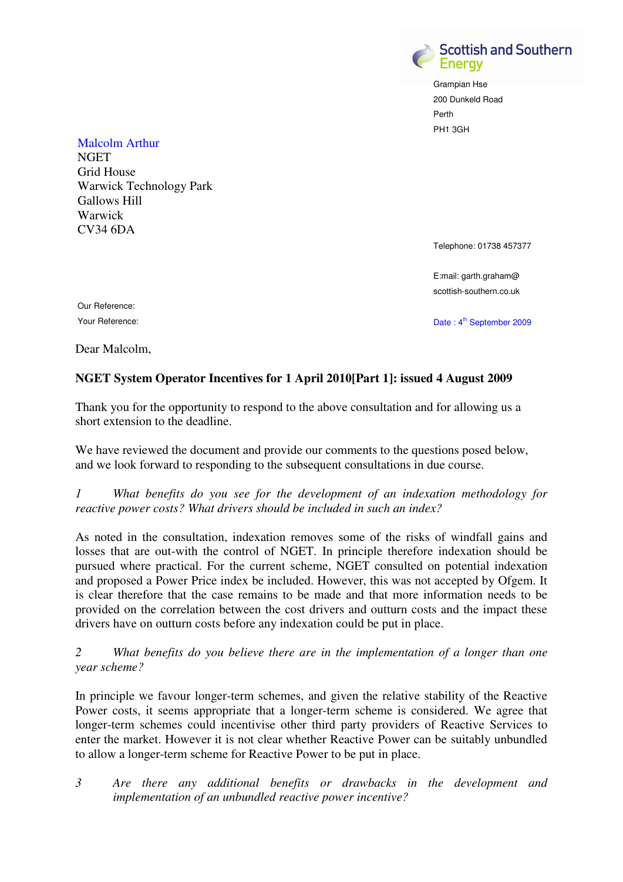Scottish and Southern Energy

Grampian Hse
200 Dunkeld Road
Perth
PH1 3GH

Malcolm Arthur
NGET
Grid House
Warwick Technology Park
Gallows Hill
Warwick
CV34 6DA

Telephone: 01738 457377

E:mail: garth.graham@
scottish-southern.co.uk

Our Reference:
Your Reference:

Date : 4th September 2009

Dear Malcolm,

**NGET System Operator Incentives for 1 April 2010[Part 1]: issued 4 August 2009**

Thank you for the opportunity to respond to the above consultation and for allowing us a short extension to the deadline.

We have reviewed the document and provide our comments to the questions posed below, and we look forward to responding to the subsequent consultations in due course.

*1 What benefits do you see for the development of an indexation methodology for reactive power costs? What drivers should be included in such an index?*

As noted in the consultation, indexation removes some of the risks of windfall gains and losses that are out-with the control of NGET. In principle therefore indexation should be pursued where practical. For the current scheme, NGET consulted on potential indexation and proposed a Power Price index be included. However, this was not accepted by Ofgem. It is clear therefore that the case remains to be made and that more information needs to be provided on the correlation between the cost drivers and outturn costs and the impact these drivers have on outturn costs before any indexation could be put in place.

*2 What benefits do you believe there are in the implementation of a longer than one year scheme?*

In principle we favour longer-term schemes, and given the relative stability of the Reactive Power costs, it seems appropriate that a longer-term scheme is considered. We agree that longer-term schemes could incentivise other third party providers of Reactive Services to enter the market. However it is not clear whether Reactive Power can be suitably unbundled to allow a longer-term scheme for Reactive Power to be put in place.

*3 Are there any additional benefits or drawbacks in the development and implementation of an unbundled reactive power incentive?*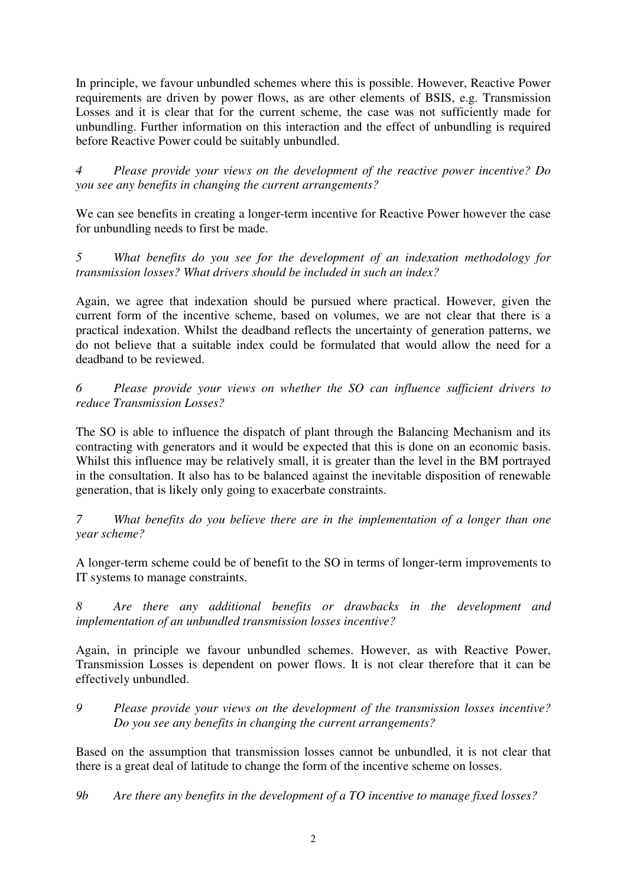In principle, we favour unbundled schemes where this is possible. However, Reactive Power requirements are driven by power flows, as are other elements of BSIS, e.g. Transmission Losses and it is clear that for the current scheme, the case was not sufficiently made for unbundling. Further information on this interaction and the effect of unbundling is required before Reactive Power could be suitably unbundled.

*4 Please provide your views on the development of the reactive power incentive? Do you see any benefits in changing the current arrangements?*

We can see benefits in creating a longer-term incentive for Reactive Power however the case for unbundling needs to first be made.

*5 What benefits do you see for the development of an indexation methodology for transmission losses? What drivers should be included in such an index?*

Again, we agree that indexation should be pursued where practical. However, given the current form of the incentive scheme, based on volumes, we are not clear that there is a practical indexation. Whilst the deadband reflects the uncertainty of generation patterns, we do not believe that a suitable index could be formulated that would allow the need for a deadband to be reviewed.

*6 Please provide your views on whether the SO can influence sufficient drivers to reduce Transmission Losses?*

The SO is able to influence the dispatch of plant through the Balancing Mechanism and its contracting with generators and it would be expected that this is done on an economic basis. Whilst this influence may be relatively small, it is greater than the level in the BM portrayed in the consultation. It also has to be balanced against the inevitable disposition of renewable generation, that is likely only going to exacerbate constraints.

*7 What benefits do you believe there are in the implementation of a longer than one year scheme?*

A longer-term scheme could be of benefit to the SO in terms of longer-term improvements to IT systems to manage constraints.

*8 Are there any additional benefits or drawbacks in the development and implementation of an unbundled transmission losses incentive?*

Again, in principle we favour unbundled schemes. However, as with Reactive Power, Transmission Losses is dependent on power flows. It is not clear therefore that it can be effectively unbundled.

*9 Please provide your views on the development of the transmission losses incentive? Do you see any benefits in changing the current arrangements?*

Based on the assumption that transmission losses cannot be unbundled, it is not clear that there is a great deal of latitude to change the form of the incentive scheme on losses.

*9b Are there any benefits in the development of a TO incentive to manage fixed losses?*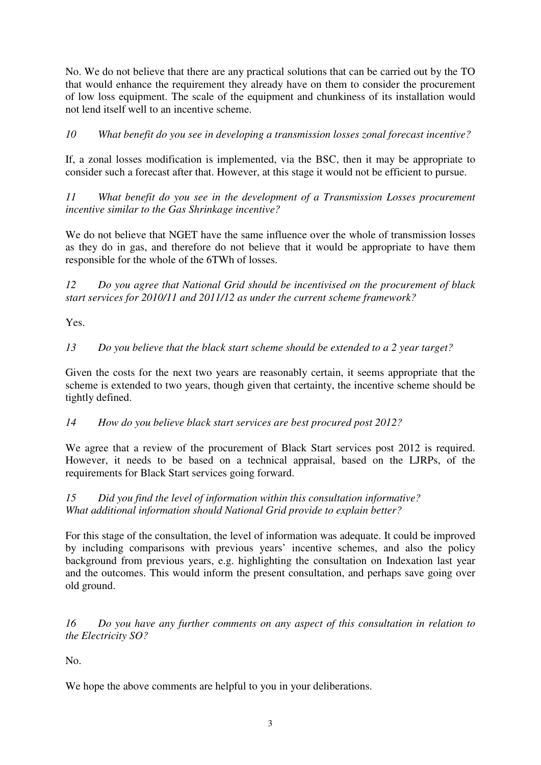No. We do not believe that there are any practical solutions that can be carried out by the TO that would enhance the requirement they already have on them to consider the procurement of low loss equipment. The scale of the equipment and chunkiness of its installation would not lend itself well to an incentive scheme.

*10 What benefit do you see in developing a transmission losses zonal forecast incentive?*

If, a zonal losses modification is implemented, via the BSC, then it may be appropriate to consider such a forecast after that. However, at this stage it would not be efficient to pursue.

*11 What benefit do you see in the development of a Transmission Losses procurement incentive similar to the Gas Shrinkage incentive?*

We do not believe that NGET have the same influence over the whole of transmission losses as they do in gas, and therefore do not believe that it would be appropriate to have them responsible for the whole of the 6TWh of losses.

*12 Do you agree that National Grid should be incentivised on the procurement of black start services for 2010/11 and 2011/12 as under the current scheme framework?*

Yes.

*13 Do you believe that the black start scheme should be extended to a 2 year target?*

Given the costs for the next two years are reasonably certain, it seems appropriate that the scheme is extended to two years, though given that certainty, the incentive scheme should be tightly defined.

*14 How do you believe black start services are best procured post 2012?*

We agree that a review of the procurement of Black Start services post 2012 is required. However, it needs to be based on a technical appraisal, based on the LJRPs, of the requirements for Black Start services going forward.

*15 Did you find the level of information within this consultation informative? What additional information should National Grid provide to explain better?*

For this stage of the consultation, the level of information was adequate. It could be improved by including comparisons with previous years' incentive schemes, and also the policy background from previous years, e.g. highlighting the consultation on Indexation last year and the outcomes. This would inform the present consultation, and perhaps save going over old ground.

*16 Do you have any further comments on any aspect of this consultation in relation to the Electricity SO?*

No.

We hope the above comments are helpful to you in your deliberations.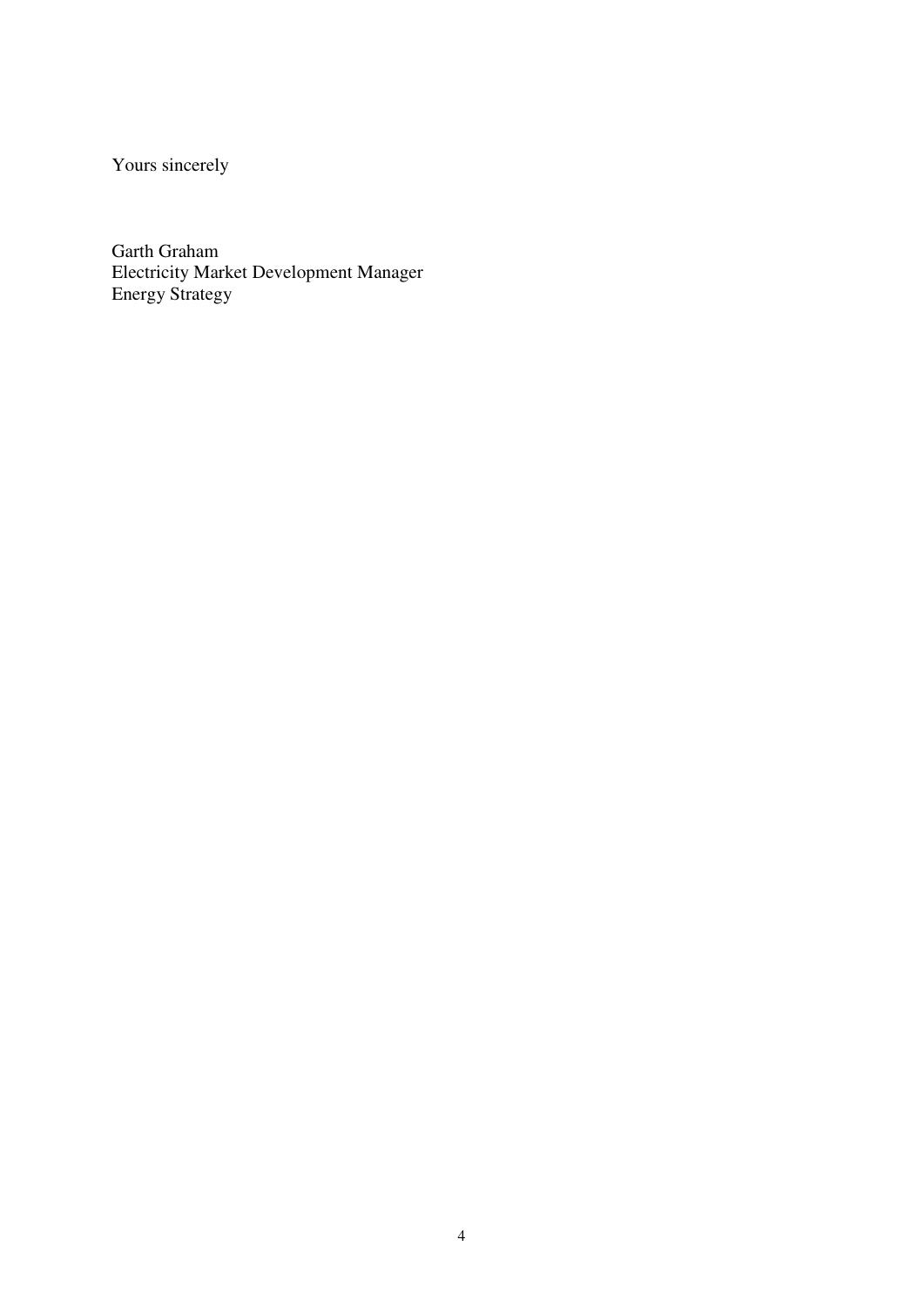Yours sincerely

Garth Graham
Electricity Market Development Manager
Energy Strategy